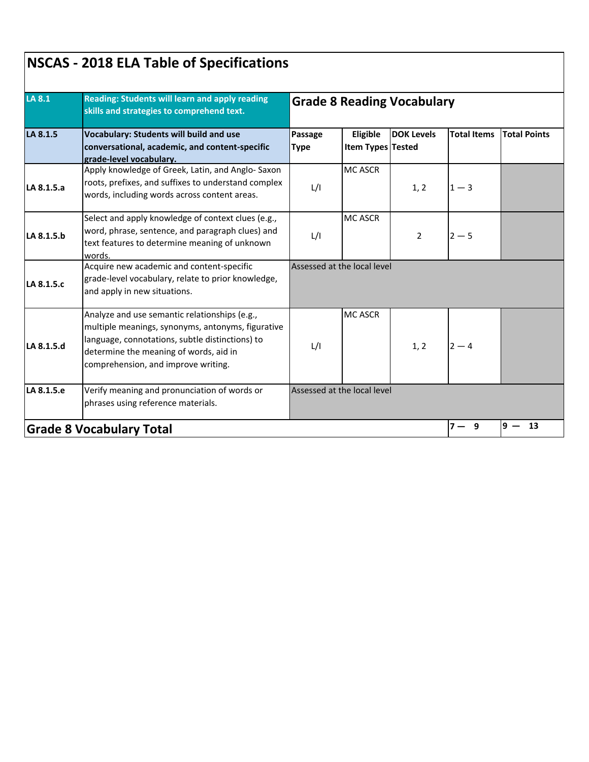# NSCAS - 2018 ELA Table of Specifications

| LA 8.1 | Reading: Students will learn and apply reading skills and strategies to comprehend text. | Grade 8 Reading Vocabulary | | | | |
|---|---|---|---|---|---|---|
| **LA 8.1.5** | **Vocabulary: Students will build and use conversational, academic, and content-specific grade-level vocabulary.** | **Passage Type** | **Eligible Item Types** | **DOK Levels Tested** | **Total Items** | **Total Points** |
| **LA 8.1.5.a** | Apply knowledge of Greek, Latin, and Anglo- Saxon roots, prefixes, and suffixes to understand complex words, including words across content areas. | L/I | MC ASCR | 1, 2 | 1 — 3 | |
| **LA 8.1.5.b** | Select and apply knowledge of context clues (e.g., word, phrase, sentence, and paragraph clues) and text features to determine meaning of unknown words. | L/I | MC ASCR | 2 | 2 — 5 | |
| **LA 8.1.5.c** | Acquire new academic and content-specific grade-level vocabulary, relate to prior knowledge, and apply in new situations. | Assessed at the local level | | | | |
| **LA 8.1.5.d** | Analyze and use semantic relationships (e.g., multiple meanings, synonyms, antonyms, figurative language, connotations, subtle distinctions) to determine the meaning of words, aid in comprehension, and improve writing. | L/I | MC ASCR | 1, 2 | 2 — 4 | |
| **LA 8.1.5.e** | Verify meaning and pronunciation of words or phrases using reference materials. | Assessed at the local level | | | | |
| **Grade 8 Vocabulary Total** | | | | | **7 — 9** | **9 — 13** |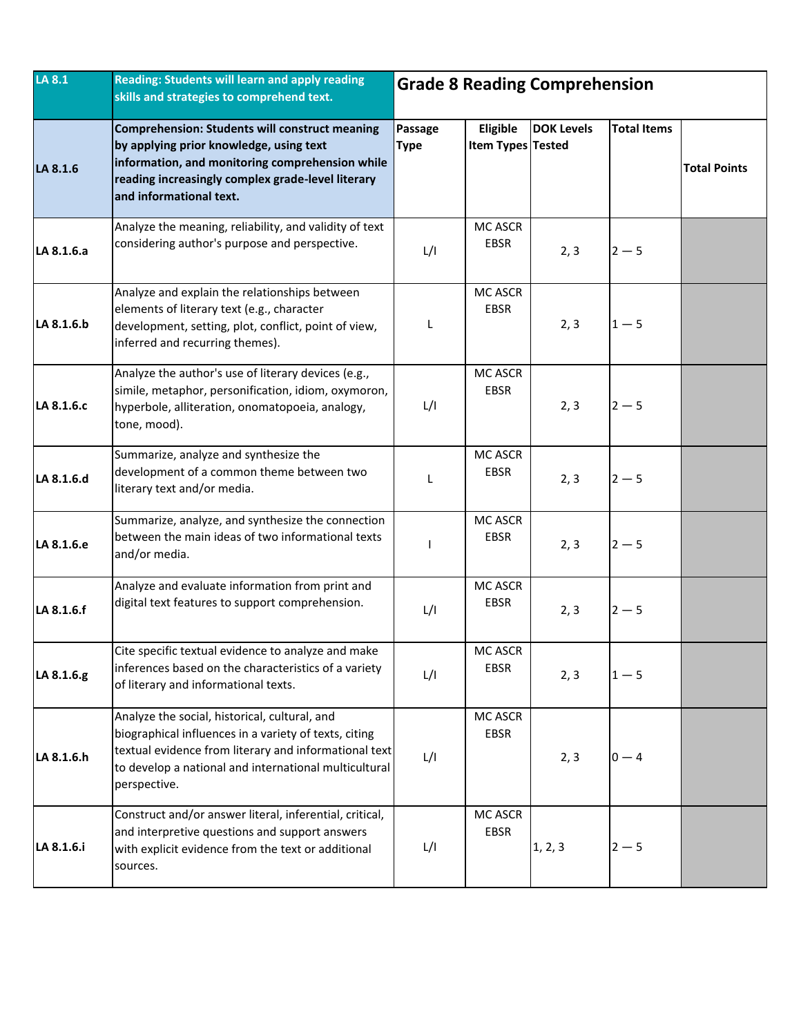| LA 8.1 | **Reading: Students will learn and apply reading skills and strategies to comprehend text.** | **Grade 8 Reading Comprehension** | | | | |
|---|---|---|---|---|---|---|
| **LA 8.1.6** | **Comprehension: Students will construct meaning by applying prior knowledge, using text information, and monitoring comprehension while reading increasingly complex grade-level literary and informational text.** | **Passage Type** | **Eligible Item Types** | **DOK Levels Tested** | **Total Items** | **Total Points** |
| **LA 8.1.6.a** | Analyze the meaning, reliability, and validity of text considering author's purpose and perspective. | L/I | MC ASCR EBSR | 2, 3 | 2 — 5 | |
| **LA 8.1.6.b** | Analyze and explain the relationships between elements of literary text (e.g., character development, setting, plot, conflict, point of view, inferred and recurring themes). | L | MC ASCR EBSR | 2, 3 | 1 — 5 | |
| **LA 8.1.6.c** | Analyze the author's use of literary devices (e.g., simile, metaphor, personification, idiom, oxymoron, hyperbole, alliteration, onomatopoeia, analogy, tone, mood). | L/I | MC ASCR EBSR | 2, 3 | 2 — 5 | |
| **LA 8.1.6.d** | Summarize, analyze and synthesize the development of a common theme between two literary text and/or media. | L | MC ASCR EBSR | 2, 3 | 2 — 5 | |
| **LA 8.1.6.e** | Summarize, analyze, and synthesize the connection between the main ideas of two informational texts and/or media. | I | MC ASCR EBSR | 2, 3 | 2 — 5 | |
| **LA 8.1.6.f** | Analyze and evaluate information from print and digital text features to support comprehension. | L/I | MC ASCR EBSR | 2, 3 | 2 — 5 | |
| **LA 8.1.6.g** | Cite specific textual evidence to analyze and make inferences based on the characteristics of a variety of literary and informational texts. | L/I | MC ASCR EBSR | 2, 3 | 1 — 5 | |
| **LA 8.1.6.h** | Analyze the social, historical, cultural, and biographical influences in a variety of texts, citing textual evidence from literary and informational text to develop a national and international multicultural perspective. | L/I | MC ASCR EBSR | 2, 3 | 0 — 4 | |
| **LA 8.1.6.i** | Construct and/or answer literal, inferential, critical, and interpretive questions and support answers with explicit evidence from the text or additional sources. | L/I | MC ASCR EBSR | 1, 2, 3 | 2 — 5 | |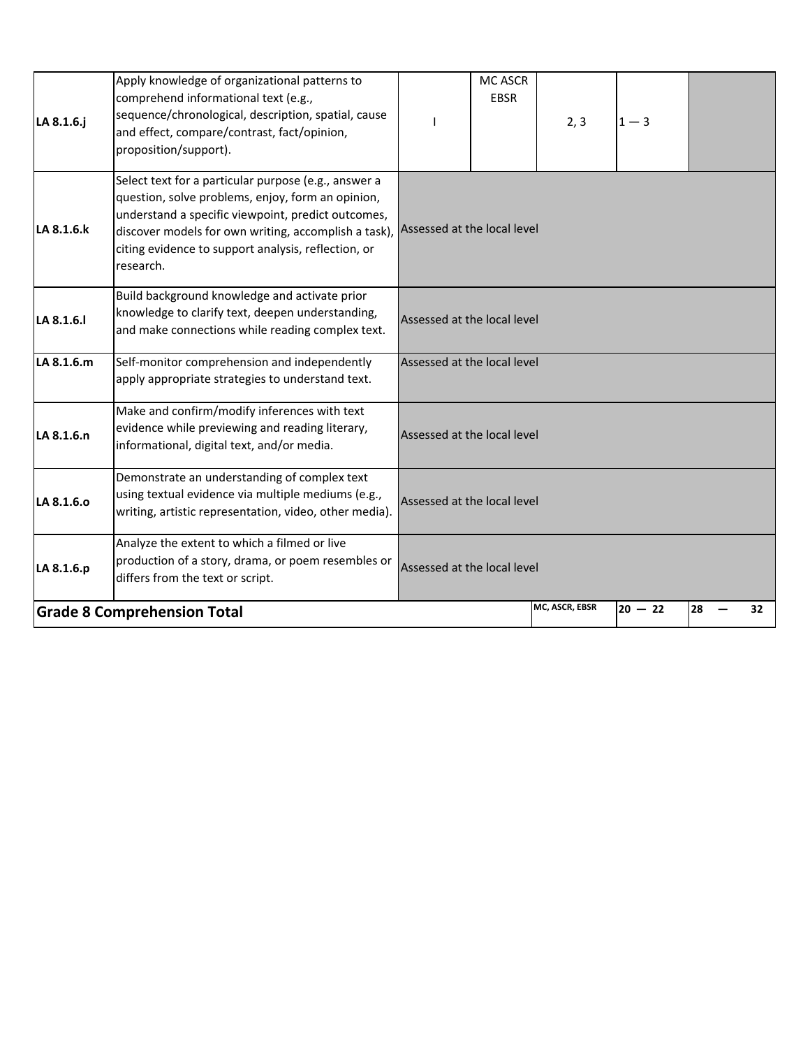| | | | | | | |
|---|---|---|---|---|---|---|
| LA 8.1.6.j | Apply knowledge of organizational patterns to comprehend informational text (e.g., sequence/chronological, description, spatial, cause and effect, compare/contrast, fact/opinion, proposition/support). | I | MC ASCR EBSR | 2, 3 | 1 — 3 | |
| LA 8.1.6.k | Select text for a particular purpose (e.g., answer a question, solve problems, enjoy, form an opinion, understand a specific viewpoint, predict outcomes, discover models for own writing, accomplish a task), citing evidence to support analysis, reflection, or research. | Assessed at the local level | | | | |
| LA 8.1.6.l | Build background knowledge and activate prior knowledge to clarify text, deepen understanding, and make connections while reading complex text. | Assessed at the local level | | | | |
| LA 8.1.6.m | Self-monitor comprehension and independently apply appropriate strategies to understand text. | Assessed at the local level | | | | |
| LA 8.1.6.n | Make and confirm/modify inferences with text evidence while previewing and reading literary, informational, digital text, and/or media. | Assessed at the local level | | | | |
| LA 8.1.6.o | Demonstrate an understanding of complex text using textual evidence via multiple mediums (e.g., writing, artistic representation, video, other media). | Assessed at the local level | | | | |
| LA 8.1.6.p | Analyze the extent to which a filmed or live production of a story, drama, or poem resembles or differs from the text or script. | Assessed at the local level | | | | |
| **Grade 8 Comprehension Total** | | | | MC, ASCR, EBSR | 20 — 22 | 28 — 32 |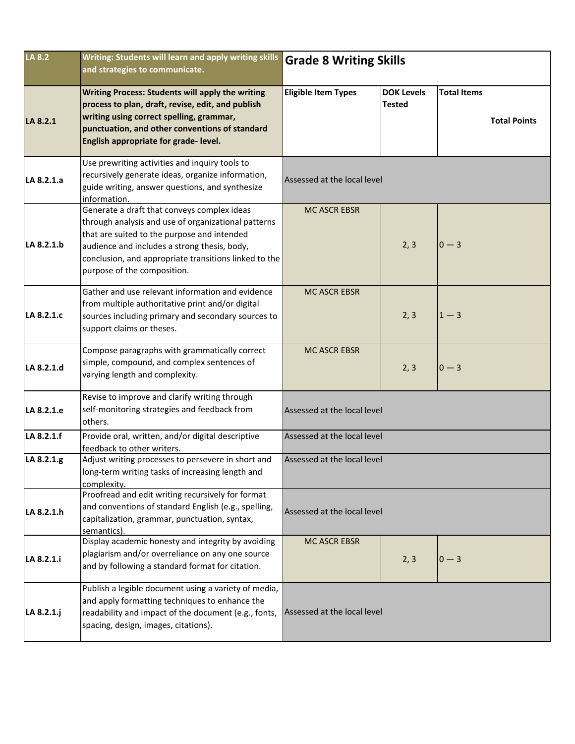| LA 8.2 | Writing: Students will learn and apply writing skills and strategies to communicate. | Grade 8 Writing Skills | | | |
|---|---|---|---|---|---|
| LA 8.2.1 | **Writing Process: Students will apply the writing process to plan, draft, revise, edit, and publish writing using correct spelling, grammar, punctuation, and other conventions of standard English appropriate for grade- level.** | **Eligible Item Types** | **DOK Levels Tested** | **Total Items** | **Total Points** |
| LA 8.2.1.a | Use prewriting activities and inquiry tools to recursively generate ideas, organize information, guide writing, answer questions, and synthesize information. | Assessed at the local level | | | |
| LA 8.2.1.b | Generate a draft that conveys complex ideas through analysis and use of organizational patterns that are suited to the purpose and intended audience and includes a strong thesis, body, conclusion, and appropriate transitions linked to the purpose of the composition. | MC ASCR EBSR | 2, 3 | 0 — 3 | |
| LA 8.2.1.c | Gather and use relevant information and evidence from multiple authoritative print and/or digital sources including primary and secondary sources to support claims or theses. | MC ASCR EBSR | 2, 3 | 1 — 3 | |
| LA 8.2.1.d | Compose paragraphs with grammatically correct simple, compound, and complex sentences of varying length and complexity. | MC ASCR EBSR | 2, 3 | 0 — 3 | |
| LA 8.2.1.e | Revise to improve and clarify writing through self-monitoring strategies and feedback from others. | Assessed at the local level | | | |
| LA 8.2.1.f | Provide oral, written, and/or digital descriptive feedback to other writers. | Assessed at the local level | | | |
| LA 8.2.1.g | Adjust writing processes to persevere in short and long-term writing tasks of increasing length and complexity. | Assessed at the local level | | | |
| LA 8.2.1.h | Proofread and edit writing recursively for format and conventions of standard English (e.g., spelling, capitalization, grammar, punctuation, syntax, semantics). | Assessed at the local level | | | |
| LA 8.2.1.i | Display academic honesty and integrity by avoiding plagiarism and/or overreliance on any one source and by following a standard format for citation. | MC ASCR EBSR | 2, 3 | 0 — 3 | |
| LA 8.2.1.j | Publish a legible document using a variety of media, and apply formatting techniques to enhance the readability and impact of the document (e.g., fonts, spacing, design, images, citations). | Assessed at the local level | | | |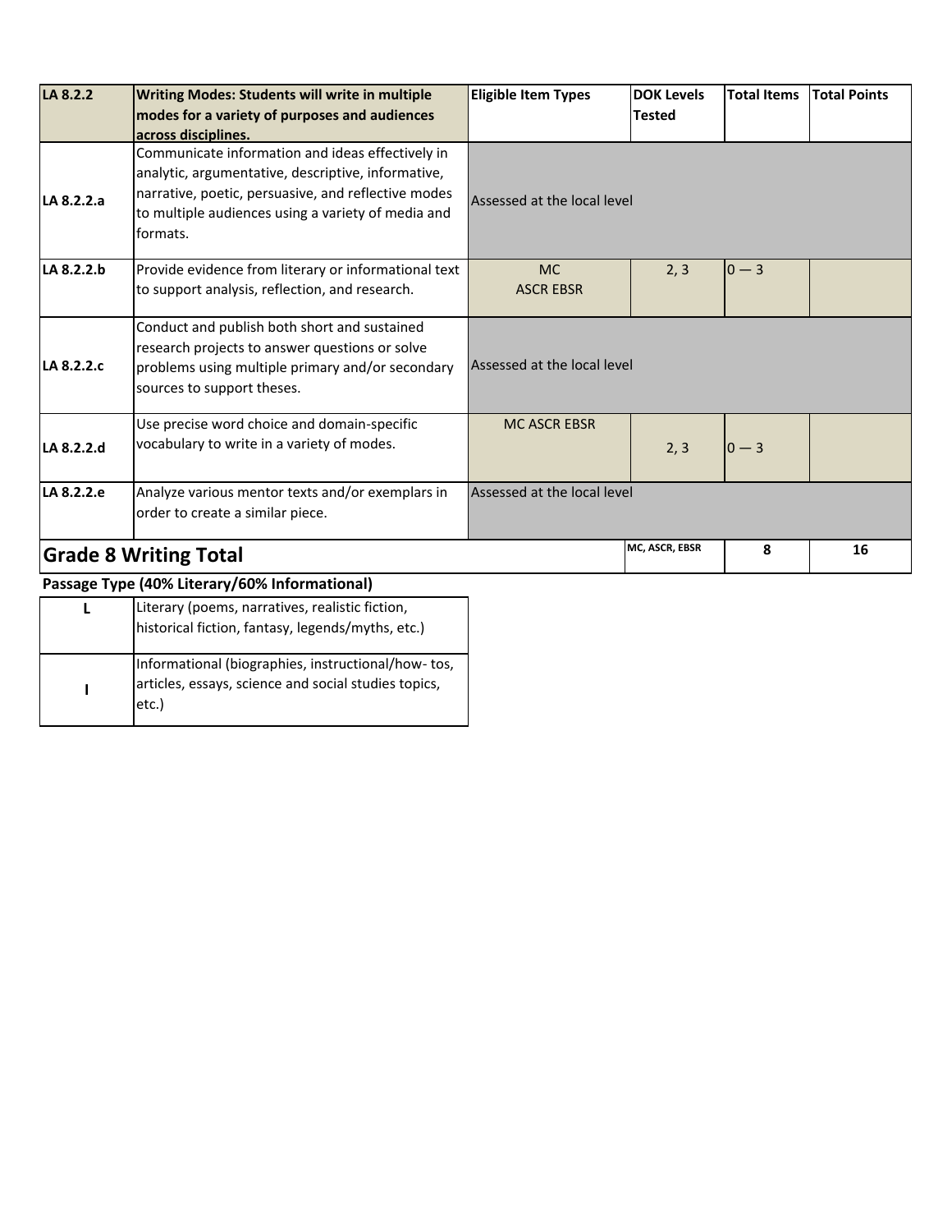| LA 8.2.2 | **Writing Modes: Students will write in multiple modes for a variety of purposes and audiences across disciplines.** | Eligible Item Types | DOK Levels Tested | Total Items | Total Points |
|---|---|---|---|---|---|
| LA 8.2.2.a | Communicate information and ideas effectively in analytic, argumentative, descriptive, informative, narrative, poetic, persuasive, and reflective modes to multiple audiences using a variety of media and formats. | Assessed at the local level | | | |
| LA 8.2.2.b | Provide evidence from literary or informational text to support analysis, reflection, and research. | MC ASCR EBSR | 2, 3 | 0 — 3 | |
| LA 8.2.2.c | Conduct and publish both short and sustained research projects to answer questions or solve problems using multiple primary and/or secondary sources to support theses. | Assessed at the local level | | | |
| LA 8.2.2.d | Use precise word choice and domain-specific vocabulary to write in a variety of modes. | MC ASCR EBSR | 2, 3 | 0 — 3 | |
| LA 8.2.2.e | Analyze various mentor texts and/or exemplars in order to create a similar piece. | Assessed at the local level | | | |
| **Grade 8 Writing Total** | | | MC, ASCR, EBSR | 8 | 16 |

**Passage Type (40% Literary/60% Informational)**

| | |
|---|---|
| **L** | Literary (poems, narratives, realistic fiction, historical fiction, fantasy, legends/myths, etc.) |
| **I** | Informational (biographies, instructional/how- tos, articles, essays, science and social studies topics, etc.) |